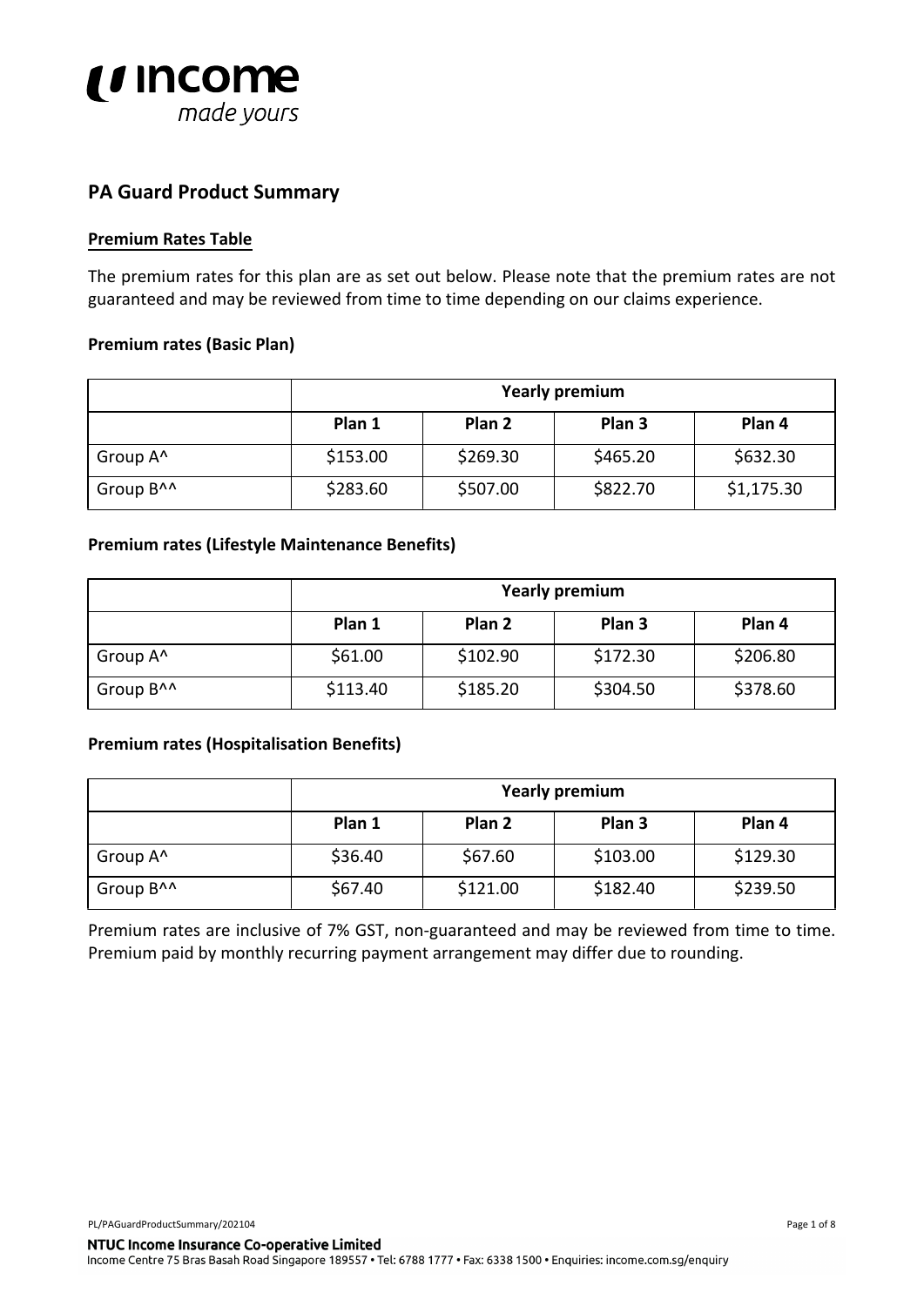## PA Guard Product Summary

**Premium Rates Table**

The premium rates for this plan are as set out below. Please note that the premium rates are not guaranteed and may be reviewed from time to time depending on our claims experience.

**Premium rates (Basic Plan)**

| | Yearly premium | | | |
|---|---|---|---|---|
| | **Plan 1** | **Plan 2** | **Plan 3** | **Plan 4** |
| Group A^ | $153.00 | $269.30 | $465.20 | $632.30 |
| Group B^^ | $283.60 | $507.00 | $822.70 | $1,175.30 |

**Premium rates (Lifestyle Maintenance Benefits)**

| | Yearly premium | | | |
|---|---|---|---|---|
| | **Plan 1** | **Plan 2** | **Plan 3** | **Plan 4** |
| Group A^ | $61.00 | $102.90 | $172.30 | $206.80 |
| Group B^^ | $113.40 | $185.20 | $304.50 | $378.60 |

**Premium rates (Hospitalisation Benefits)**

| | Yearly premium | | | |
|---|---|---|---|---|
| | **Plan 1** | **Plan 2** | **Plan 3** | **Plan 4** |
| Group A^ | $36.40 | $67.60 | $103.00 | $129.30 |
| Group B^^ | $67.40 | $121.00 | $182.40 | $239.50 |

Premium rates are inclusive of 7% GST, non-guaranteed and may be reviewed from time to time. Premium paid by monthly recurring payment arrangement may differ due to rounding.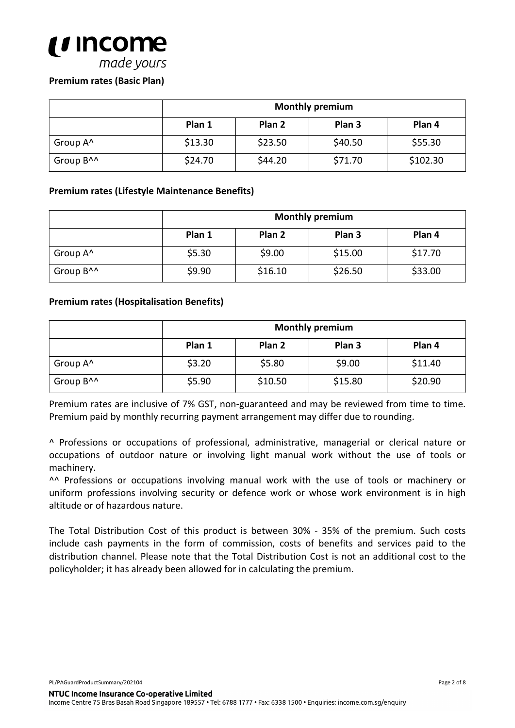**Premium rates (Basic Plan)**

| | Monthly premium | | | |
|---|---|---|---|---|
| | Plan 1 | Plan 2 | Plan 3 | Plan 4 |
| Group A^ | $13.30 | $23.50 | $40.50 | $55.30 |
| Group B^^ | $24.70 | $44.20 | $71.70 | $102.30 |

**Premium rates (Lifestyle Maintenance Benefits)**

| | Monthly premium | | | |
|---|---|---|---|---|
| | Plan 1 | Plan 2 | Plan 3 | Plan 4 |
| Group A^ | $5.30 | $9.00 | $15.00 | $17.70 |
| Group B^^ | $9.90 | $16.10 | $26.50 | $33.00 |

**Premium rates (Hospitalisation Benefits)**

| | Monthly premium | | | |
|---|---|---|---|---|
| | Plan 1 | Plan 2 | Plan 3 | Plan 4 |
| Group A^ | $3.20 | $5.80 | $9.00 | $11.40 |
| Group B^^ | $5.90 | $10.50 | $15.80 | $20.90 |

Premium rates are inclusive of 7% GST, non-guaranteed and may be reviewed from time to time. Premium paid by monthly recurring payment arrangement may differ due to rounding.

^ Professions or occupations of professional, administrative, managerial or clerical nature or occupations of outdoor nature or involving light manual work without the use of tools or machinery.

^^ Professions or occupations involving manual work with the use of tools or machinery or uniform professions involving security or defence work or whose work environment is in high altitude or of hazardous nature.

The Total Distribution Cost of this product is between 30% - 35% of the premium. Such costs include cash payments in the form of commission, costs of benefits and services paid to the distribution channel. Please note that the Total Distribution Cost is not an additional cost to the policyholder; it has already been allowed for in calculating the premium.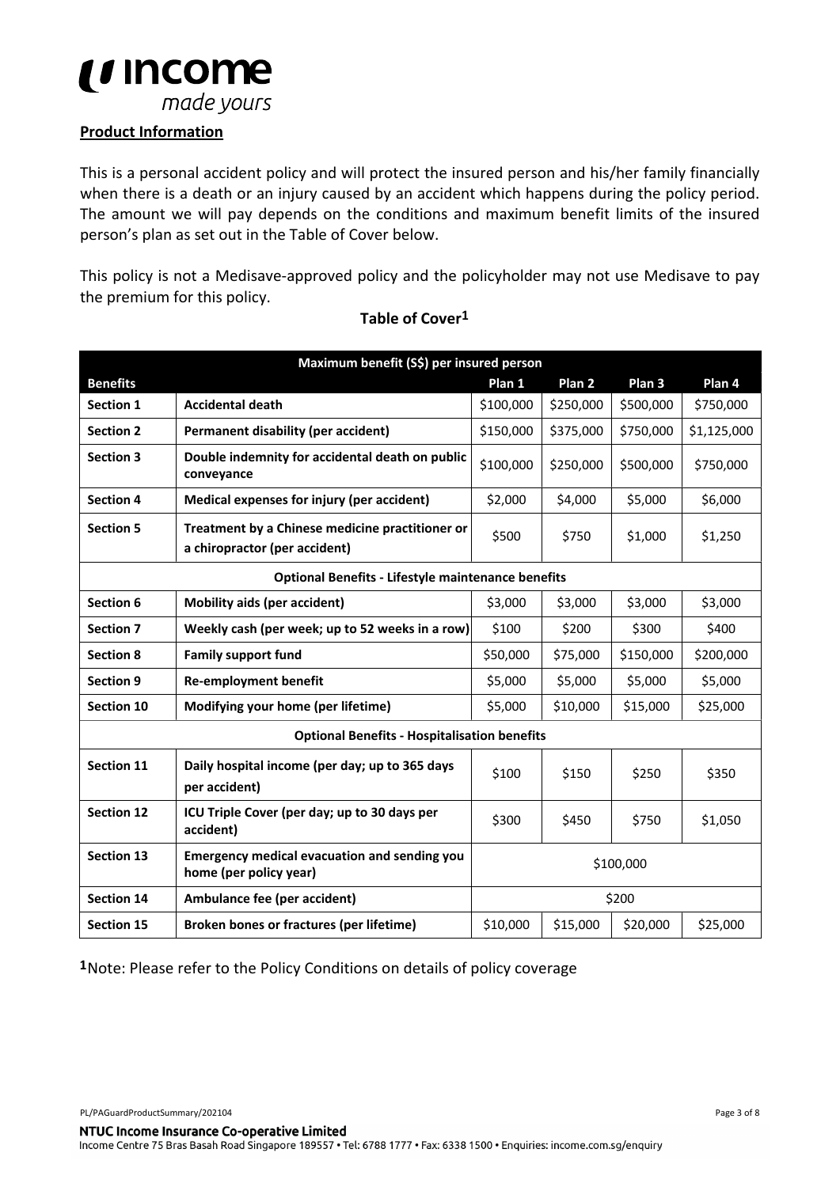**Product Information**

This is a personal accident policy and will protect the insured person and his/her family financially when there is a death or an injury caused by an accident which happens during the policy period. The amount we will pay depends on the conditions and maximum benefit limits of the insured person's plan as set out in the Table of Cover below.

This policy is not a Medisave-approved policy and the policyholder may not use Medisave to pay the premium for this policy.

**Table of Cover[1]**

| Maximum benefit (S$) per insured person | | | | | |
|---|---|---|---|---|---|
| **Benefits** | | **Plan 1** | **Plan 2** | **Plan 3** | **Plan 4** |
| **Section 1** | **Accidental death** | $100,000 | $250,000 | $500,000 | $750,000 |
| **Section 2** | **Permanent disability (per accident)** | $150,000 | $375,000 | $750,000 | $1,125,000 |
| **Section 3** | **Double indemnity for accidental death on public conveyance** | $100,000 | $250,000 | $500,000 | $750,000 |
| **Section 4** | **Medical expenses for injury (per accident)** | $2,000 | $4,000 | $5,000 | $6,000 |
| **Section 5** | **Treatment by a Chinese medicine practitioner or a chiropractor (per accident)** | $500 | $750 | $1,000 | $1,250 |
| **Optional Benefits - Lifestyle maintenance benefits** | | | | | |
| **Section 6** | **Mobility aids (per accident)** | $3,000 | $3,000 | $3,000 | $3,000 |
| **Section 7** | **Weekly cash (per week; up to 52 weeks in a row)** | $100 | $200 | $300 | $400 |
| **Section 8** | **Family support fund** | $50,000 | $75,000 | $150,000 | $200,000 |
| **Section 9** | **Re-employment benefit** | $5,000 | $5,000 | $5,000 | $5,000 |
| **Section 10** | **Modifying your home (per lifetime)** | $5,000 | $10,000 | $15,000 | $25,000 |
| **Optional Benefits - Hospitalisation benefits** | | | | | |
| **Section 11** | **Daily hospital income (per day; up to 365 days per accident)** | $100 | $150 | $250 | $350 |
| **Section 12** | **ICU Triple Cover (per day; up to 30 days per accident)** | $300 | $450 | $750 | $1,050 |
| **Section 13** | **Emergency medical evacuation and sending you home (per policy year)** | $100,000 | | | |
| **Section 14** | **Ambulance fee (per accident)** | $200 | | | |
| **Section 15** | **Broken bones or fractures (per lifetime)** | $10,000 | $15,000 | $20,000 | $25,000 |

**1**Note: Please refer to the Policy Conditions on details of policy coverage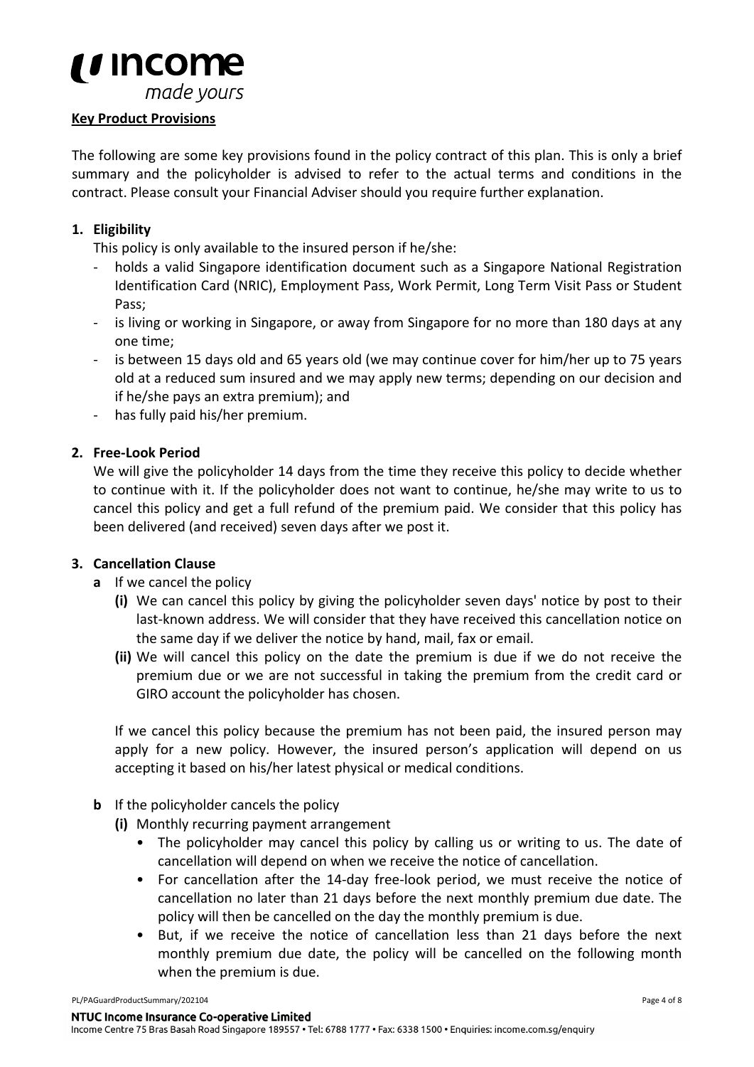**Key Product Provisions**

The following are some key provisions found in the policy contract of this plan. This is only a brief summary and the policyholder is advised to refer to the actual terms and conditions in the contract. Please consult your Financial Adviser should you require further explanation.

**1. Eligibility**

This policy is only available to the insured person if he/she:

- holds a valid Singapore identification document such as a Singapore National Registration Identification Card (NRIC), Employment Pass, Work Permit, Long Term Visit Pass or Student Pass;
- is living or working in Singapore, or away from Singapore for no more than 180 days at any one time;
- is between 15 days old and 65 years old (we may continue cover for him/her up to 75 years old at a reduced sum insured and we may apply new terms; depending on our decision and if he/she pays an extra premium); and
- has fully paid his/her premium.

**2. Free-Look Period**

We will give the policyholder 14 days from the time they receive this policy to decide whether to continue with it. If the policyholder does not want to continue, he/she may write to us to cancel this policy and get a full refund of the premium paid. We consider that this policy has been delivered (and received) seven days after we post it.

**3. Cancellation Clause**

**a** If we cancel the policy

**(i)** We can cancel this policy by giving the policyholder seven days' notice by post to their last-known address. We will consider that they have received this cancellation notice on the same day if we deliver the notice by hand, mail, fax or email.

**(ii)** We will cancel this policy on the date the premium is due if we do not receive the premium due or we are not successful in taking the premium from the credit card or GIRO account the policyholder has chosen.

If we cancel this policy because the premium has not been paid, the insured person may apply for a new policy. However, the insured person's application will depend on us accepting it based on his/her latest physical or medical conditions.

**b** If the policyholder cancels the policy

**(i)** Monthly recurring payment arrangement

- The policyholder may cancel this policy by calling us or writing to us. The date of cancellation will depend on when we receive the notice of cancellation.
- For cancellation after the 14-day free-look period, we must receive the notice of cancellation no later than 21 days before the next monthly premium due date. The policy will then be cancelled on the day the monthly premium is due.
- But, if we receive the notice of cancellation less than 21 days before the next monthly premium due date, the policy will be cancelled on the following month when the premium is due.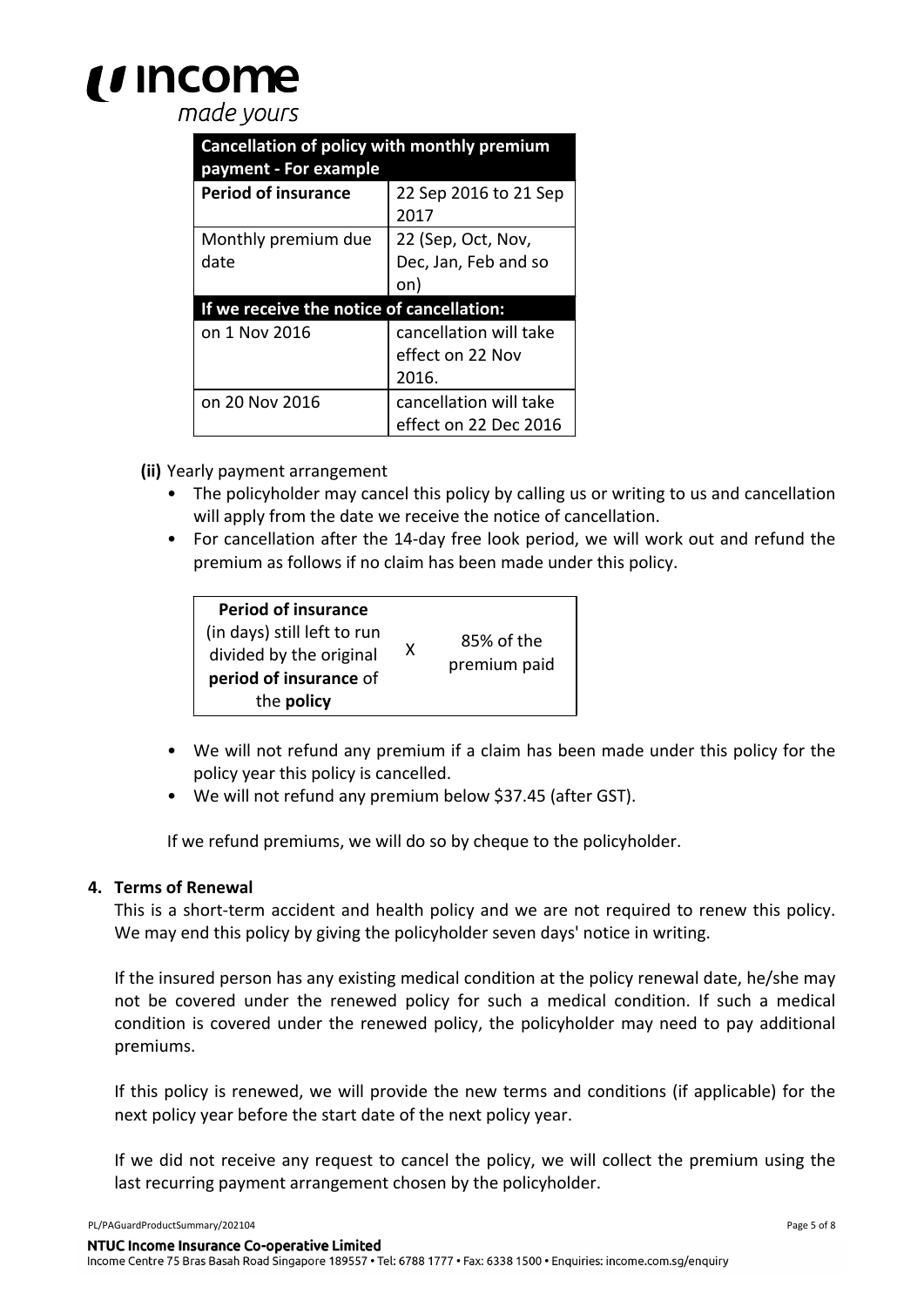| Cancellation of policy with monthly premium payment - For example | |
|---|---|
| **Period of insurance** | 22 Sep 2016 to 21 Sep 2017 |
| Monthly premium due date | 22 (Sep, Oct, Nov, Dec, Jan, Feb and so on) |
| **If we receive the notice of cancellation:** | |
| on 1 Nov 2016 | cancellation will take effect on 22 Nov 2016. |
| on 20 Nov 2016 | cancellation will take effect on 22 Dec 2016 |

**(ii)** Yearly payment arrangement

- The policyholder may cancel this policy by calling us or writing to us and cancellation will apply from the date we receive the notice of cancellation.
- For cancellation after the 14-day free look period, we will work out and refund the premium as follows if no claim has been made under this policy.

| **Period of insurance** (in days) still left to run divided by the original **period of insurance** of the **policy** | X | 85% of the premium paid |
|---|---|---|

- We will not refund any premium if a claim has been made under this policy for the policy year this policy is cancelled.
- We will not refund any premium below $37.45 (after GST).

If we refund premiums, we will do so by cheque to the policyholder.

**4. Terms of Renewal**

This is a short-term accident and health policy and we are not required to renew this policy. We may end this policy by giving the policyholder seven days' notice in writing.

If the insured person has any existing medical condition at the policy renewal date, he/she may not be covered under the renewed policy for such a medical condition. If such a medical condition is covered under the renewed policy, the policyholder may need to pay additional premiums.

If this policy is renewed, we will provide the new terms and conditions (if applicable) for the next policy year before the start date of the next policy year.

If we did not receive any request to cancel the policy, we will collect the premium using the last recurring payment arrangement chosen by the policyholder.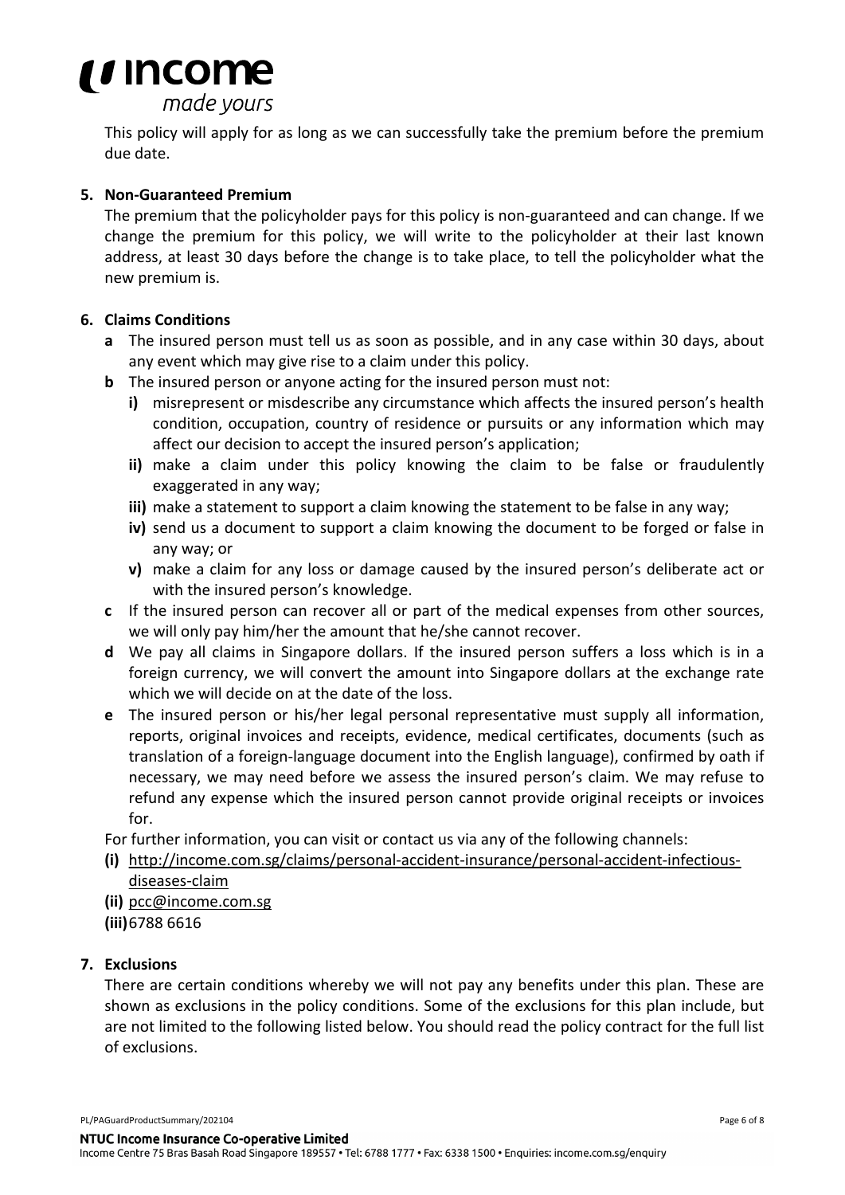This policy will apply for as long as we can successfully take the premium before the premium due date.

**5. Non-Guaranteed Premium**

The premium that the policyholder pays for this policy is non-guaranteed and can change. If we change the premium for this policy, we will write to the policyholder at their last known address, at least 30 days before the change is to take place, to tell the policyholder what the new premium is.

**6. Claims Conditions**

- **a** The insured person must tell us as soon as possible, and in any case within 30 days, about any event which may give rise to a claim under this policy.
- **b** The insured person or anyone acting for the insured person must not:
  - **i)** misrepresent or misdescribe any circumstance which affects the insured person's health condition, occupation, country of residence or pursuits or any information which may affect our decision to accept the insured person's application;
  - **ii)** make a claim under this policy knowing the claim to be false or fraudulently exaggerated in any way;
  - **iii)** make a statement to support a claim knowing the statement to be false in any way;
  - **iv)** send us a document to support a claim knowing the document to be forged or false in any way; or
  - **v)** make a claim for any loss or damage caused by the insured person's deliberate act or with the insured person's knowledge.
- **c** If the insured person can recover all or part of the medical expenses from other sources, we will only pay him/her the amount that he/she cannot recover.
- **d** We pay all claims in Singapore dollars. If the insured person suffers a loss which is in a foreign currency, we will convert the amount into Singapore dollars at the exchange rate which we will decide on at the date of the loss.
- **e** The insured person or his/her legal personal representative must supply all information, reports, original invoices and receipts, evidence, medical certificates, documents (such as translation of a foreign-language document into the English language), confirmed by oath if necessary, we may need before we assess the insured person's claim. We may refuse to refund any expense which the insured person cannot provide original receipts or invoices for.

For further information, you can visit or contact us via any of the following channels:

**(i)** http://income.com.sg/claims/personal-accident-insurance/personal-accident-infectious-diseases-claim
**(ii)** pcc@income.com.sg
**(iii)** 6788 6616

**7. Exclusions**

There are certain conditions whereby we will not pay any benefits under this plan. These are shown as exclusions in the policy conditions. Some of the exclusions for this plan include, but are not limited to the following listed below. You should read the policy contract for the full list of exclusions.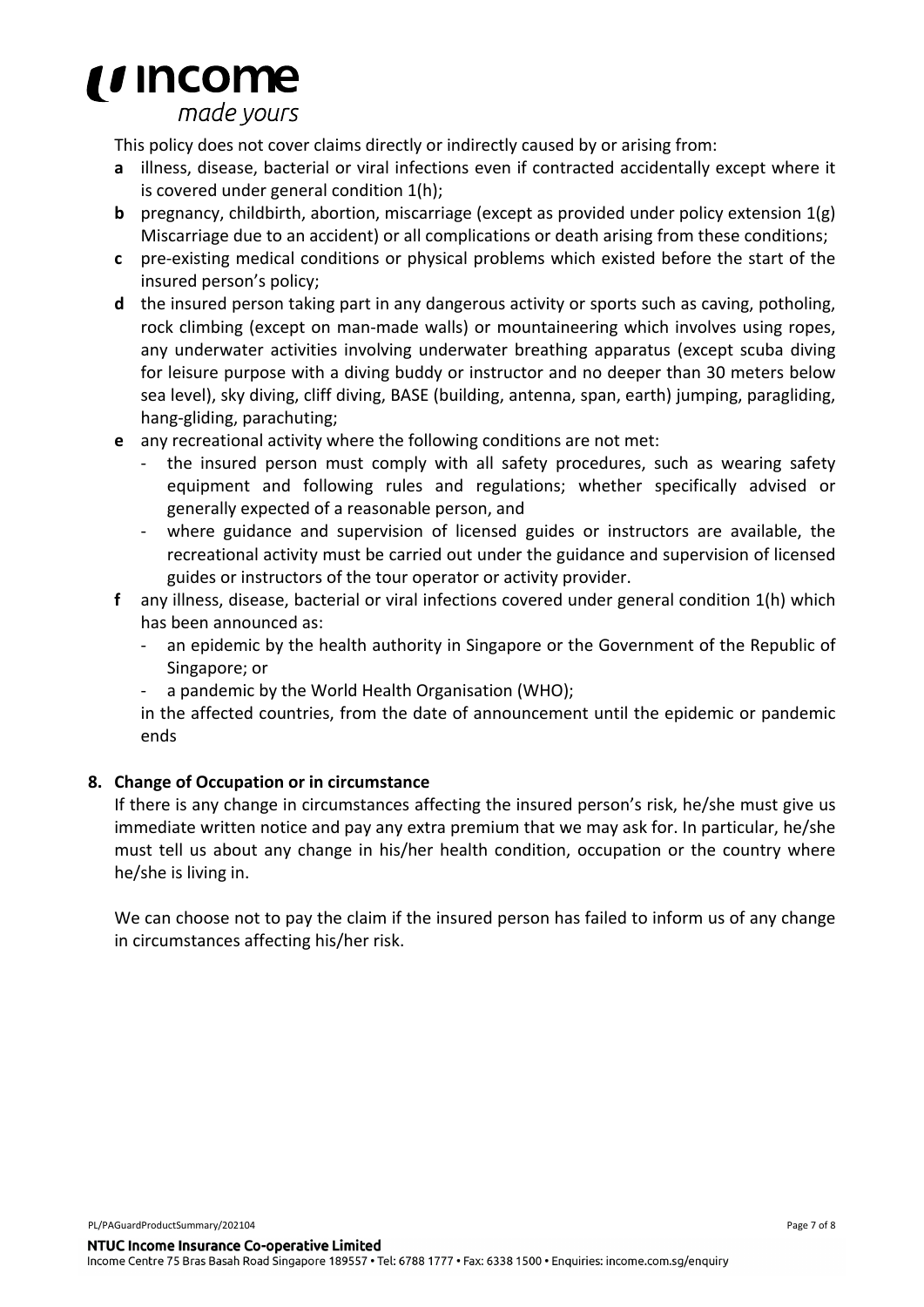This policy does not cover claims directly or indirectly caused by or arising from:

- **a** illness, disease, bacterial or viral infections even if contracted accidentally except where it is covered under general condition 1(h);
- **b** pregnancy, childbirth, abortion, miscarriage (except as provided under policy extension 1(g) Miscarriage due to an accident) or all complications or death arising from these conditions;
- **c** pre-existing medical conditions or physical problems which existed before the start of the insured person's policy;
- **d** the insured person taking part in any dangerous activity or sports such as caving, potholing, rock climbing (except on man-made walls) or mountaineering which involves using ropes, any underwater activities involving underwater breathing apparatus (except scuba diving for leisure purpose with a diving buddy or instructor and no deeper than 30 meters below sea level), sky diving, cliff diving, BASE (building, antenna, span, earth) jumping, paragliding, hang-gliding, parachuting;
- **e** any recreational activity where the following conditions are not met:
  - the insured person must comply with all safety procedures, such as wearing safety equipment and following rules and regulations; whether specifically advised or generally expected of a reasonable person, and
  - where guidance and supervision of licensed guides or instructors are available, the recreational activity must be carried out under the guidance and supervision of licensed guides or instructors of the tour operator or activity provider.
- **f** any illness, disease, bacterial or viral infections covered under general condition 1(h) which has been announced as:
  - an epidemic by the health authority in Singapore or the Government of the Republic of Singapore; or
  - a pandemic by the World Health Organisation (WHO);

  in the affected countries, from the date of announcement until the epidemic or pandemic ends

**8. Change of Occupation or in circumstance**

If there is any change in circumstances affecting the insured person's risk, he/she must give us immediate written notice and pay any extra premium that we may ask for. In particular, he/she must tell us about any change in his/her health condition, occupation or the country where he/she is living in.

We can choose not to pay the claim if the insured person has failed to inform us of any change in circumstances affecting his/her risk.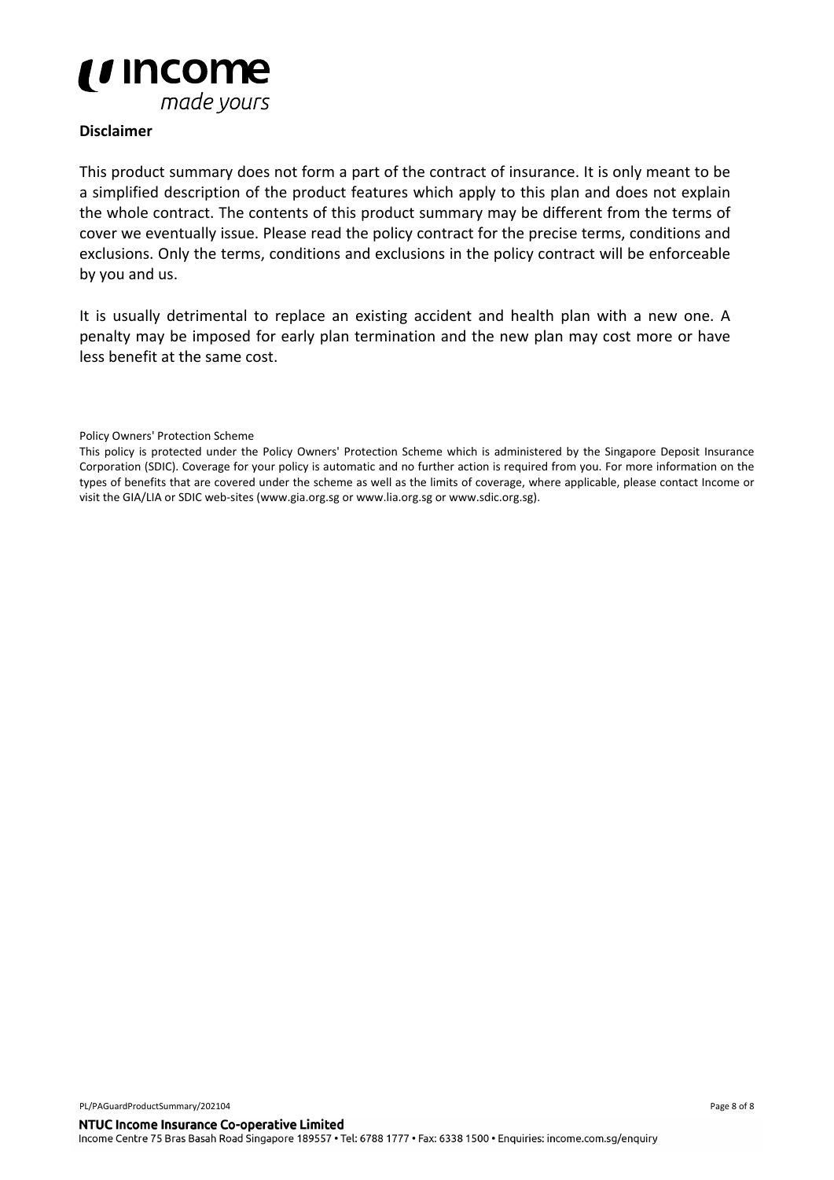**Disclaimer**

This product summary does not form a part of the contract of insurance. It is only meant to be a simplified description of the product features which apply to this plan and does not explain the whole contract. The contents of this product summary may be different from the terms of cover we eventually issue. Please read the policy contract for the precise terms, conditions and exclusions. Only the terms, conditions and exclusions in the policy contract will be enforceable by you and us.

It is usually detrimental to replace an existing accident and health plan with a new one. A penalty may be imposed for early plan termination and the new plan may cost more or have less benefit at the same cost.

Policy Owners' Protection Scheme

This policy is protected under the Policy Owners' Protection Scheme which is administered by the Singapore Deposit Insurance Corporation (SDIC). Coverage for your policy is automatic and no further action is required from you. For more information on the types of benefits that are covered under the scheme as well as the limits of coverage, where applicable, please contact Income or visit the GIA/LIA or SDIC web-sites (www.gia.org.sg or www.lia.org.sg or www.sdic.org.sg).